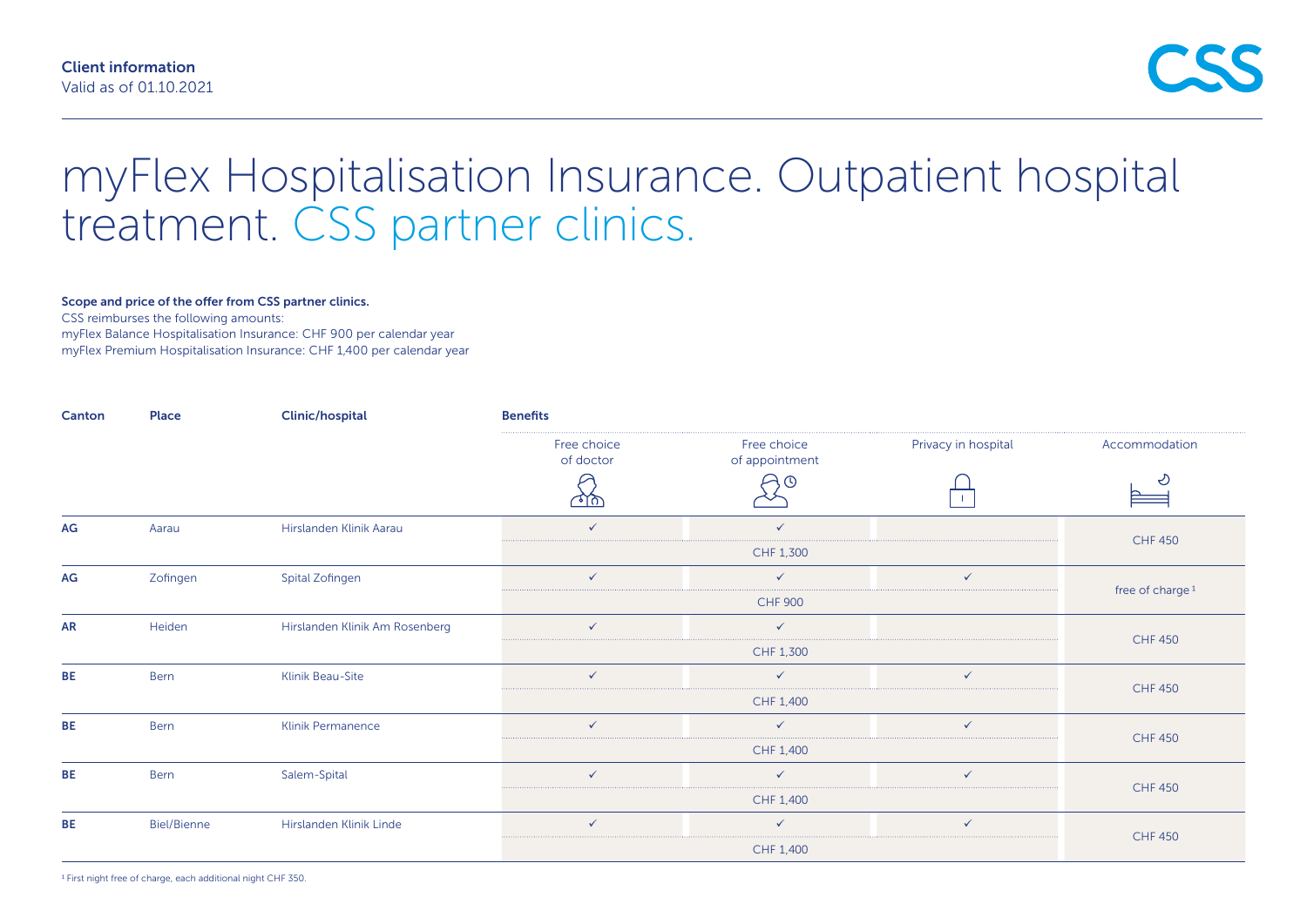Client information
Valid as of 01.10.2021

# myFlex Hospitalisation Insurance. Outpatient hospital treatment. CSS partner clinics.

**Scope and price of the offer from CSS partner clinics.**
CSS reimburses the following amounts:
myFlex Balance Hospitalisation Insurance: CHF 900 per calendar year
myFlex Premium Hospitalisation Insurance: CHF 1,400 per calendar year

| Canton | Place | Clinic/hospital | Benefits | | | |
|---|---|---|---|---|---|---|
| | | | Free choice of doctor | Free choice of appointment | Privacy in hospital | Accommodation |
| AG | Aarau | Hirslanden Klinik Aarau | ✓ | ✓ | | CHF 450 |
| | | | CHF 1,300 | | | |
| AG | Zofingen | Spital Zofingen | ✓ | ✓ | ✓ | free of charge [1] |
| | | | CHF 900 | | | |
| AR | Heiden | Hirslanden Klinik Am Rosenberg | ✓ | ✓ | | CHF 450 |
| | | | CHF 1,300 | | | |
| BE | Bern | Klinik Beau-Site | ✓ | ✓ | ✓ | CHF 450 |
| | | | CHF 1,400 | | | |
| BE | Bern | Klinik Permanence | ✓ | ✓ | ✓ | CHF 450 |
| | | | CHF 1,400 | | | |
| BE | Bern | Salem-Spital | ✓ | ✓ | ✓ | CHF 450 |
| | | | CHF 1,400 | | | |
| BE | Biel/Bienne | Hirslanden Klinik Linde | ✓ | ✓ | ✓ | CHF 450 |
| | | | CHF 1,400 | | | |

[1] First night free of charge, each additional night CHF 350.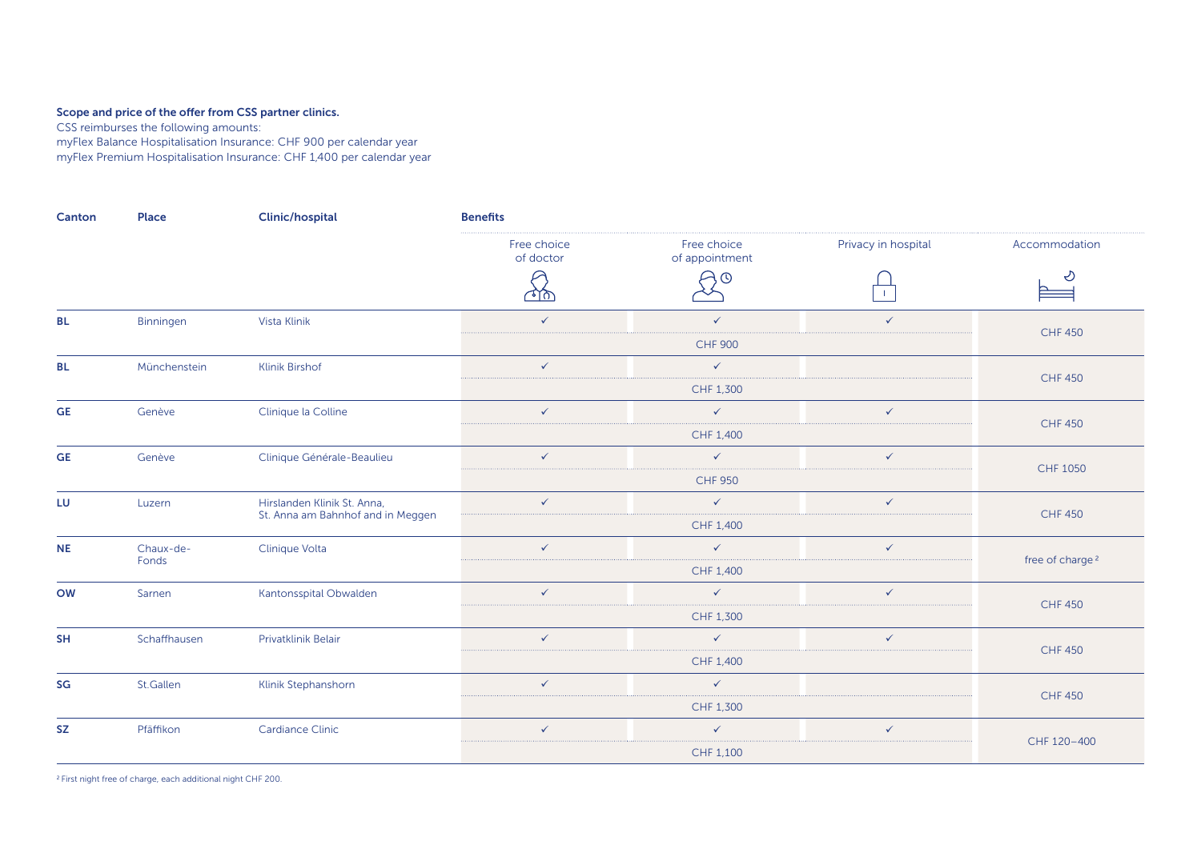**Scope and price of the offer from CSS partner clinics.**

CSS reimburses the following amounts:
myFlex Balance Hospitalisation Insurance: CHF 900 per calendar year
myFlex Premium Hospitalisation Insurance: CHF 1,400 per calendar year

| Canton | Place | Clinic/hospital | Benefits | | | |
|---|---|---|---|---|---|---|
| | | | Free choice of doctor | Free choice of appointment | Privacy in hospital | Accommodation |
| BL | Binningen | Vista Klinik | ✓ | ✓ | ✓ | CHF 450 |
| | | | | CHF 900 | | |
| BL | Münchenstein | Klinik Birshof | ✓ | ✓ | | CHF 450 |
| | | | | CHF 1,300 | | |
| GE | Genève | Clinique la Colline | ✓ | ✓ | ✓ | CHF 450 |
| | | | | CHF 1,400 | | |
| GE | Genève | Clinique Générale-Beaulieu | ✓ | ✓ | ✓ | CHF 1050 |
| | | | | CHF 950 | | |
| LU | Luzern | Hirslanden Klinik St. Anna, St. Anna am Bahnhof and in Meggen | ✓ | ✓ | ✓ | CHF 450 |
| | | | | CHF 1,400 | | |
| NE | Chaux-de-Fonds | Clinique Volta | ✓ | ✓ | ✓ | free of charge [2] |
| | | | | CHF 1,400 | | |
| OW | Sarnen | Kantonsspital Obwalden | ✓ | ✓ | ✓ | CHF 450 |
| | | | | CHF 1,300 | | |
| SH | Schaffhausen | Privatklinik Belair | ✓ | ✓ | ✓ | CHF 450 |
| | | | | CHF 1,400 | | |
| SG | St.Gallen | Klinik Stephanshorn | ✓ | ✓ | | CHF 450 |
| | | | | CHF 1,300 | | |
| SZ | Pfäffikon | Cardiance Clinic | ✓ | ✓ | ✓ | CHF 120–400 |
| | | | | CHF 1,100 | | |

[2] First night free of charge, each additional night CHF 200.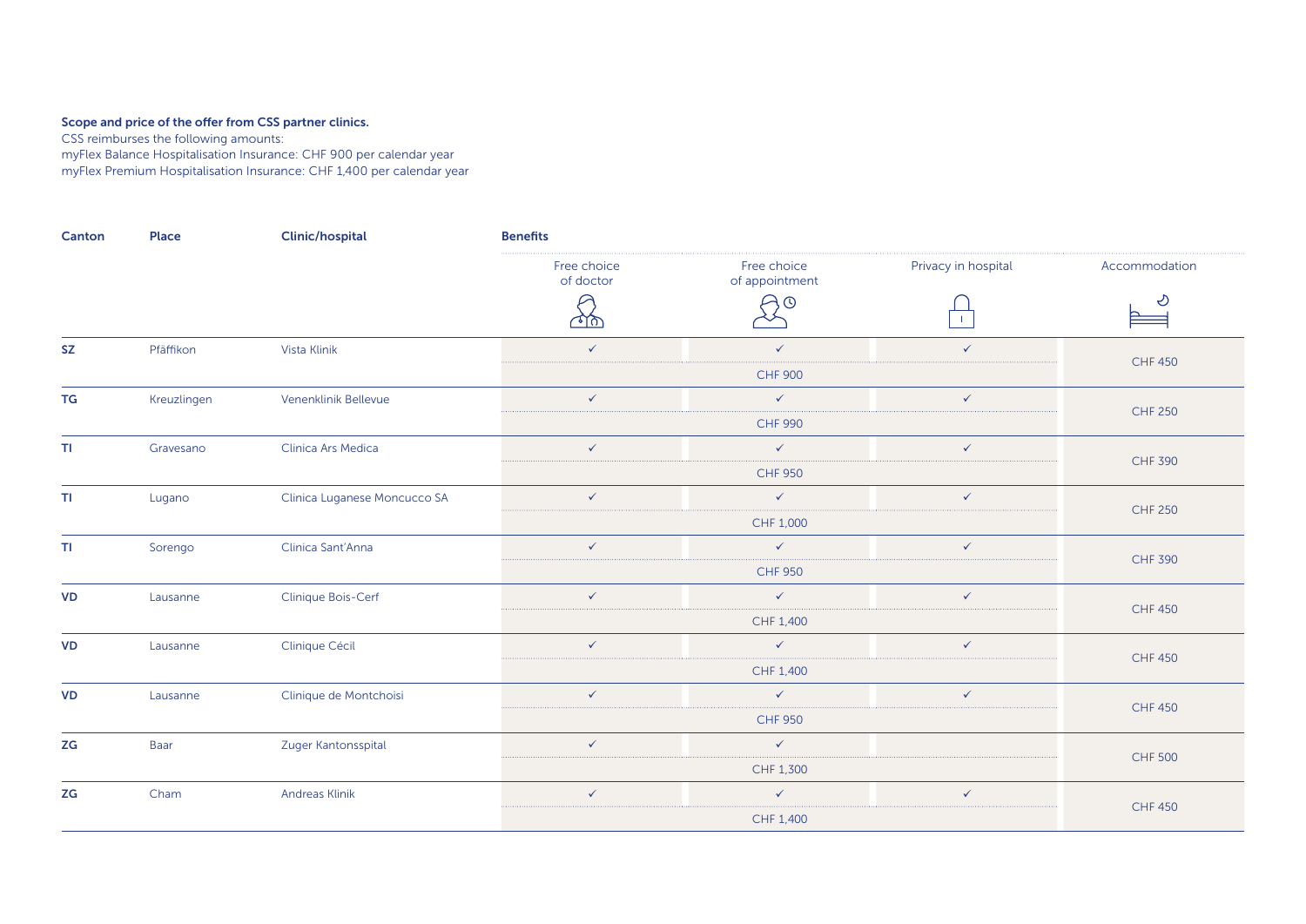**Scope and price of the offer from CSS partner clinics.**

CSS reimburses the following amounts:
myFlex Balance Hospitalisation Insurance: CHF 900 per calendar year
myFlex Premium Hospitalisation Insurance: CHF 1,400 per calendar year

| Canton | Place | Clinic/hospital | Benefits | | | |
|---|---|---|---|---|---|---|
| | | | Free choice of doctor | Free choice of appointment | Privacy in hospital | Accommodation |
| **SZ** | Pfäffikon | Vista Klinik | ✓ | ✓ | ✓ | CHF 450 |
| | | | CHF 900 | | | |
| **TG** | Kreuzlingen | Venenklinik Bellevue | ✓ | ✓ | ✓ | CHF 250 |
| | | | CHF 990 | | | |
| **TI** | Gravesano | Clinica Ars Medica | ✓ | ✓ | ✓ | CHF 390 |
| | | | CHF 950 | | | |
| **TI** | Lugano | Clinica Luganese Moncucco SA | ✓ | ✓ | ✓ | CHF 250 |
| | | | CHF 1,000 | | | |
| **TI** | Sorengo | Clinica Sant'Anna | ✓ | ✓ | ✓ | CHF 390 |
| | | | CHF 950 | | | |
| **VD** | Lausanne | Clinique Bois-Cerf | ✓ | ✓ | ✓ | CHF 450 |
| | | | CHF 1,400 | | | |
| **VD** | Lausanne | Clinique Cécil | ✓ | ✓ | ✓ | CHF 450 |
| | | | CHF 1,400 | | | |
| **VD** | Lausanne | Clinique de Montchoisi | ✓ | ✓ | ✓ | CHF 450 |
| | | | CHF 950 | | | |
| **ZG** | Baar | Zuger Kantonsspital | ✓ | ✓ | | CHF 500 |
| | | | CHF 1,300 | | | |
| **ZG** | Cham | Andreas Klinik | ✓ | ✓ | ✓ | CHF 450 |
| | | | CHF 1,400 | | | |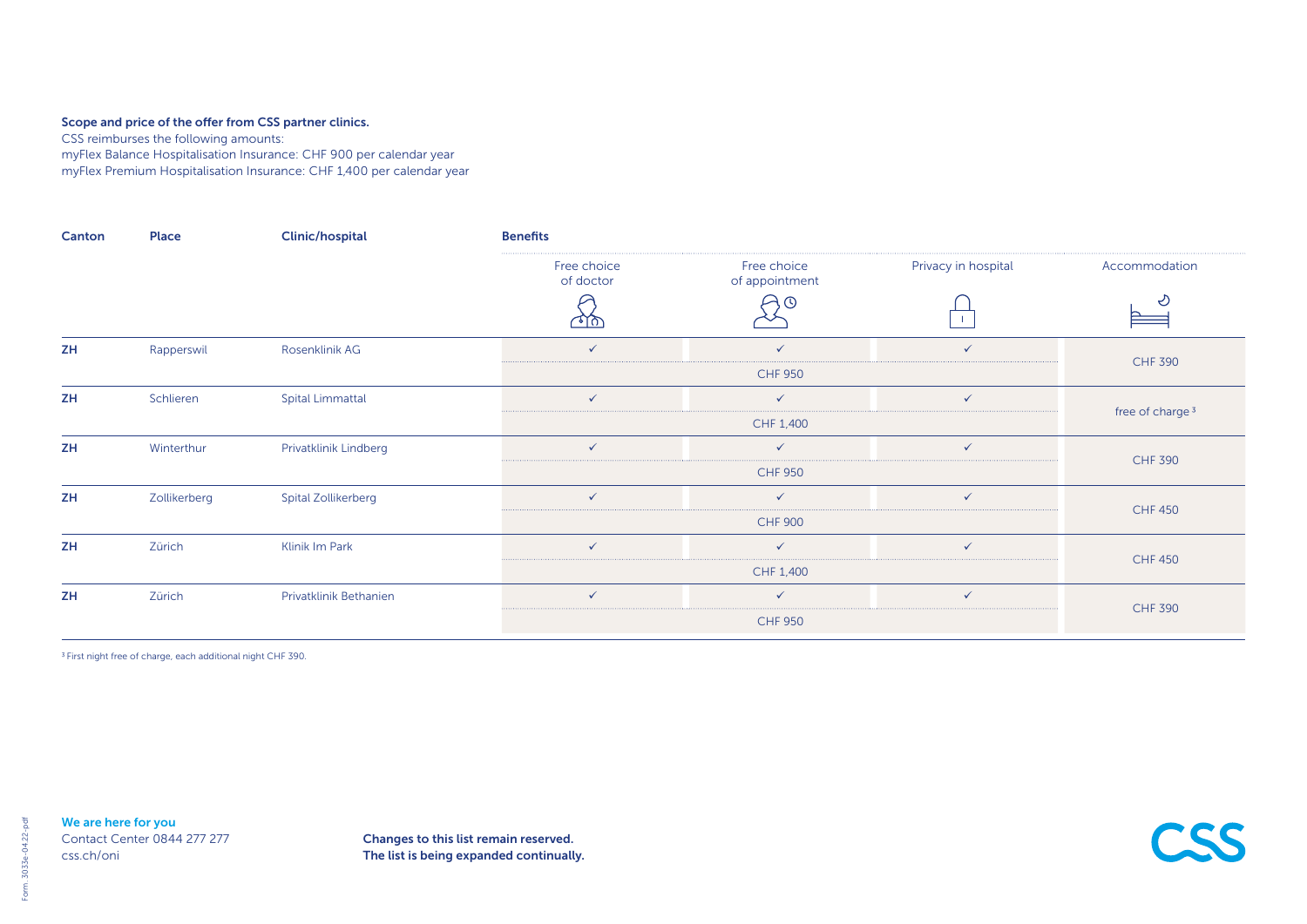**Scope and price of the offer from CSS partner clinics.**
CSS reimburses the following amounts:
myFlex Balance Hospitalisation Insurance: CHF 900 per calendar year
myFlex Premium Hospitalisation Insurance: CHF 1,400 per calendar year

| Canton | Place | Clinic/hospital | Benefits | | | |
|---|---|---|---|---|---|---|
| | | | Free choice of doctor | Free choice of appointment | Privacy in hospital | Accommodation |
| ZH | Rapperswil | Rosenklinik AG | ✓ | ✓ | ✓ | CHF 390 |
| | | | CHF 950 | | | |
| ZH | Schlieren | Spital Limmattal | ✓ | ✓ | ✓ | free of charge [3] |
| | | | CHF 1,400 | | | |
| ZH | Winterthur | Privatklinik Lindberg | ✓ | ✓ | ✓ | CHF 390 |
| | | | CHF 950 | | | |
| ZH | Zollikerberg | Spital Zollikerberg | ✓ | ✓ | ✓ | CHF 450 |
| | | | CHF 900 | | | |
| ZH | Zürich | Klinik Im Park | ✓ | ✓ | ✓ | CHF 450 |
| | | | CHF 1,400 | | | |
| ZH | Zürich | Privatklinik Bethanien | ✓ | ✓ | ✓ | CHF 390 |
| | | | CHF 950 | | | |

[3] First night free of charge, each additional night CHF 390.

**We are here for you**
Contact Center 0844 277 277
css.ch/oni

**Changes to this list remain reserved.**
**The list is being expanded continually.**

CSS

Form. 3033e-04.22-pdf